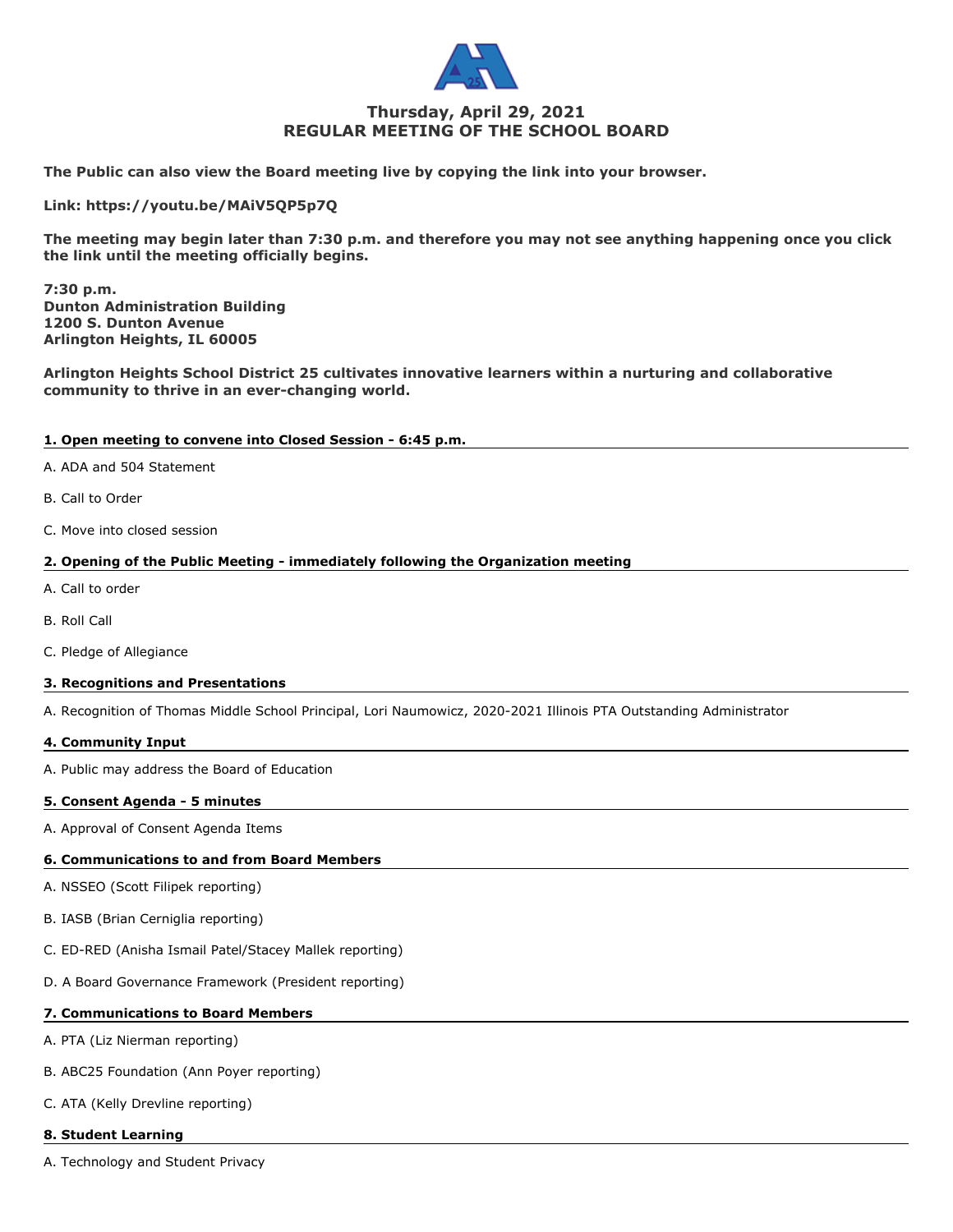# Thursday, April 29, 2021
# REGULAR MEETING OF THE SCHOOL BOARD

**The Public can also view the Board meeting live by copying the link into your browser.**

**Link: https://youtu.be/MAiV5QP5p7Q**

**The meeting may begin later than 7:30 p.m. and therefore you may not see anything happening once you click the link until the meeting officially begins.**

**7:30 p.m.**
**Dunton Administration Building**
**1200 S. Dunton Avenue**
**Arlington Heights, IL 60005**

**Arlington Heights School District 25 cultivates innovative learners within a nurturing and collaborative community to thrive in an ever-changing world.**

## 1. Open meeting to convene into Closed Session - 6:45 p.m.

A. ADA and 504 Statement

B. Call to Order

C. Move into closed session

## 2. Opening of the Public Meeting - immediately following the Organization meeting

A. Call to order

B. Roll Call

C. Pledge of Allegiance

## 3. Recognitions and Presentations

A. Recognition of Thomas Middle School Principal, Lori Naumowicz, 2020-2021 Illinois PTA Outstanding Administrator

## 4. Community Input

A. Public may address the Board of Education

## 5. Consent Agenda - 5 minutes

A. Approval of Consent Agenda Items

## 6. Communications to and from Board Members

A. NSSEO (Scott Filipek reporting)

B. IASB (Brian Cerniglia reporting)

C. ED-RED (Anisha Ismail Patel/Stacey Mallek reporting)

D. A Board Governance Framework (President reporting)

## 7. Communications to Board Members

A. PTA (Liz Nierman reporting)

B. ABC25 Foundation (Ann Poyer reporting)

C. ATA (Kelly Drevline reporting)

## 8. Student Learning

A. Technology and Student Privacy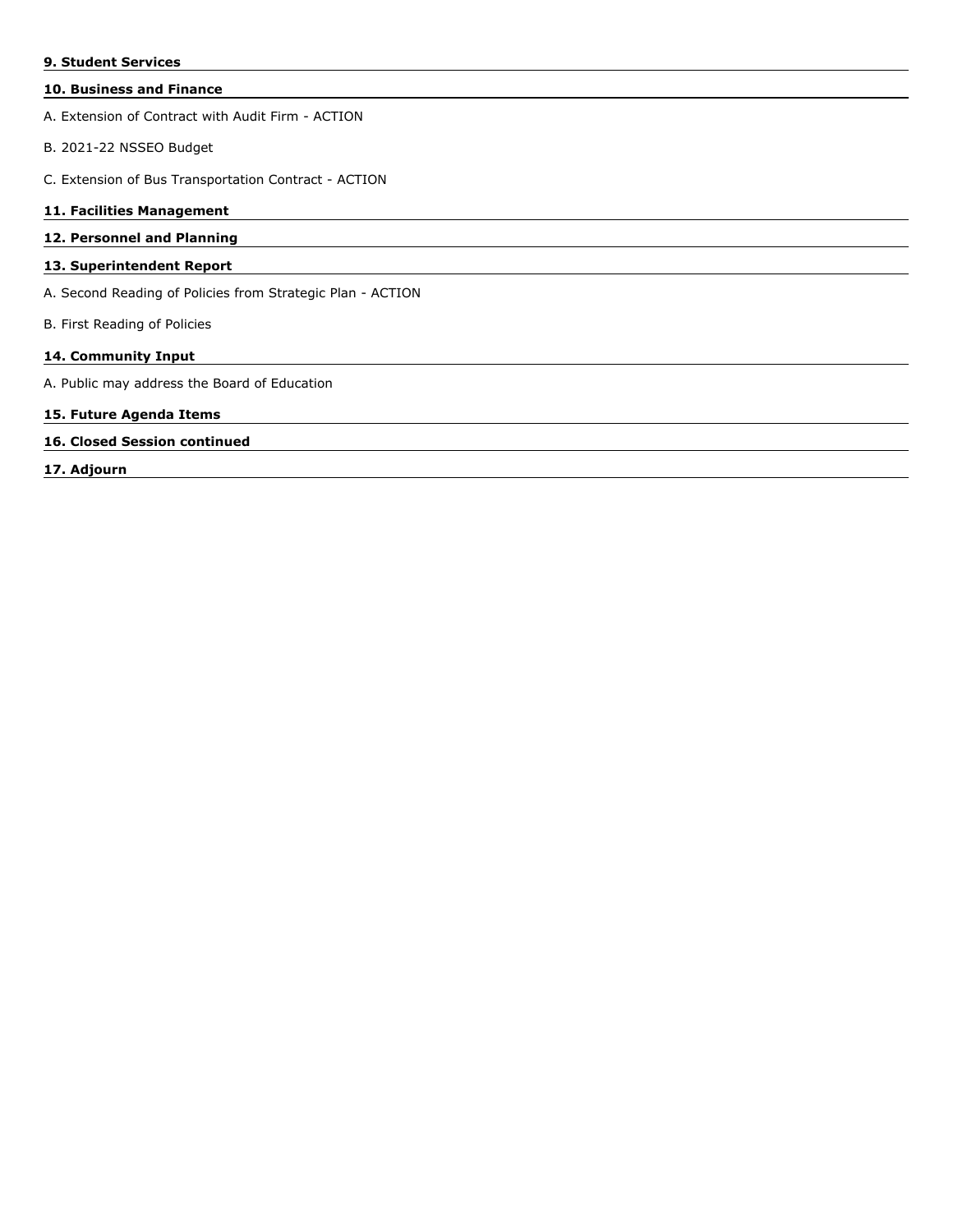**9. Student Services**

**10. Business and Finance**

A. Extension of Contract with Audit Firm - ACTION

B. 2021-22 NSSEO Budget

C. Extension of Bus Transportation Contract - ACTION

**11. Facilities Management**

**12. Personnel and Planning**

**13. Superintendent Report**

A. Second Reading of Policies from Strategic Plan - ACTION

B. First Reading of Policies

**14. Community Input**

A. Public may address the Board of Education

**15. Future Agenda Items**

**16. Closed Session continued**

**17. Adjourn**